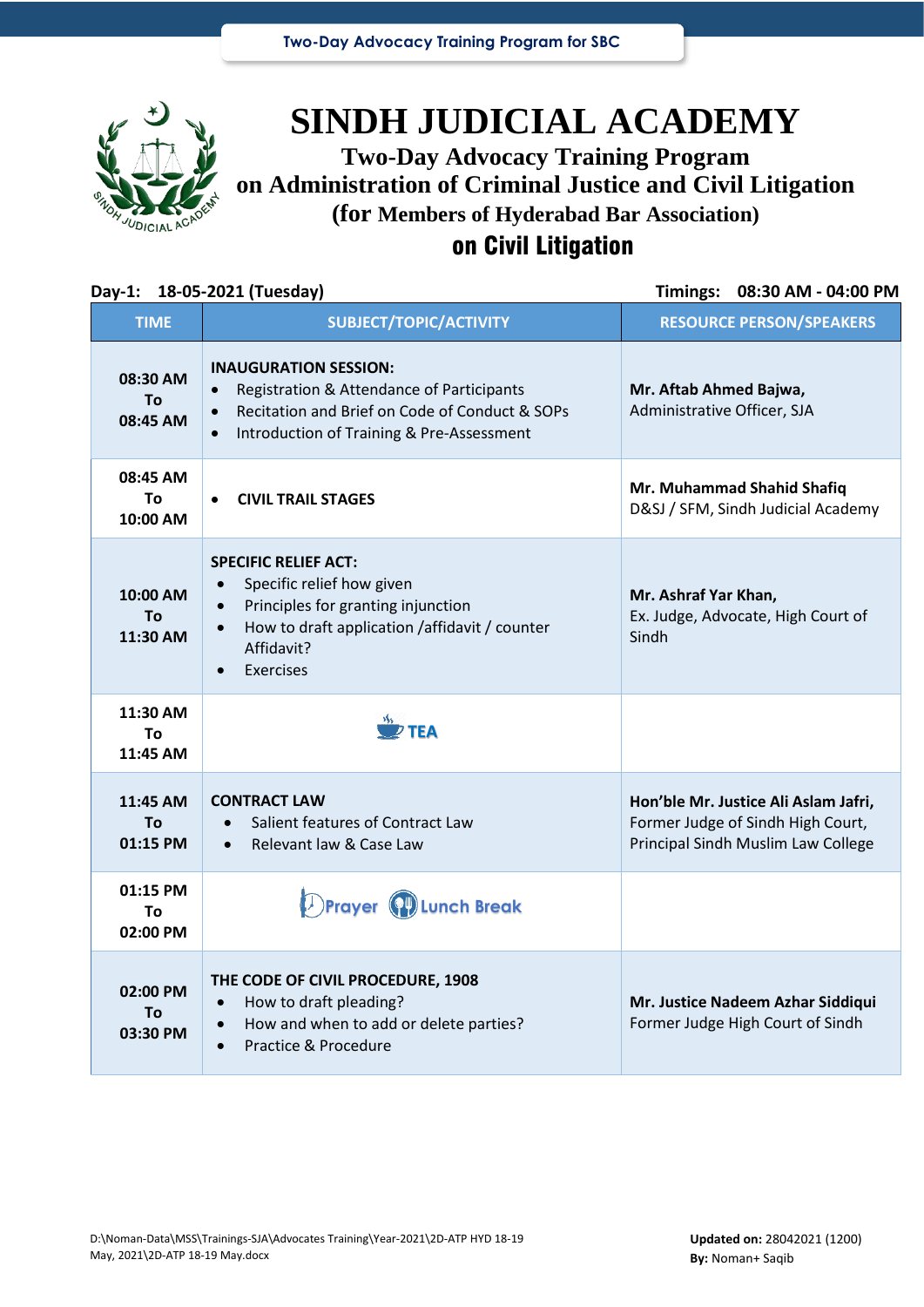# SINDH JUDICIAL ACADEMY

## Two-Day Advocacy Training Program
## on Administration of Criminal Justice and Civil Litigation
## (for Members of Hyderabad Bar Association)
## on Civil Litigation

**Day-1: 18-05-2021 (Tuesday)** **Timings: 08:30 AM - 04:00 PM**

| TIME | SUBJECT/TOPIC/ACTIVITY | RESOURCE PERSON/SPEAKERS |
|---|---|---|
| 08:30 AM To 08:45 AM | **INAUGURATION SESSION:**<br>• Registration & Attendance of Participants<br>• Recitation and Brief on Code of Conduct & SOPs<br>• Introduction of Training & Pre-Assessment | **Mr. Aftab Ahmed Bajwa,**<br>Administrative Officer, SJA |
| 08:45 AM To 10:00 AM | • **CIVIL TRAIL STAGES** | **Mr. Muhammad Shahid Shafiq**<br>D&SJ / SFM, Sindh Judicial Academy |
| 10:00 AM To 11:30 AM | **SPECIFIC RELIEF ACT:**<br>• Specific relief how given<br>• Principles for granting injunction<br>• How to draft application /affidavit / counter Affidavit?<br>• Exercises | **Mr. Ashraf Yar Khan,**<br>Ex. Judge, Advocate, High Court of Sindh |
| 11:30 AM To 11:45 AM | TEA | |
| 11:45 AM To 01:15 PM | **CONTRACT LAW**<br>• Salient features of Contract Law<br>• Relevant law & Case Law | **Hon'ble Mr. Justice Ali Aslam Jafri,**<br>Former Judge of Sindh High Court, Principal Sindh Muslim Law College |
| 01:15 PM To 02:00 PM | Prayer Lunch Break | |
| 02:00 PM To 03:30 PM | **THE CODE OF CIVIL PROCEDURE, 1908**<br>• How to draft pleading?<br>• How and when to add or delete parties?<br>• Practice & Procedure | **Mr. Justice Nadeem Azhar Siddiqui**<br>Former Judge High Court of Sindh |

D:\Noman-Data\MSS\Trainings-SJA\Advocates Training\Year-2021\2D-ATP HYD 18-19 May, 2021\2D-ATP 18-19 May.docx

**Updated on:** 28042021 (1200)
**By:** Noman+ Saqib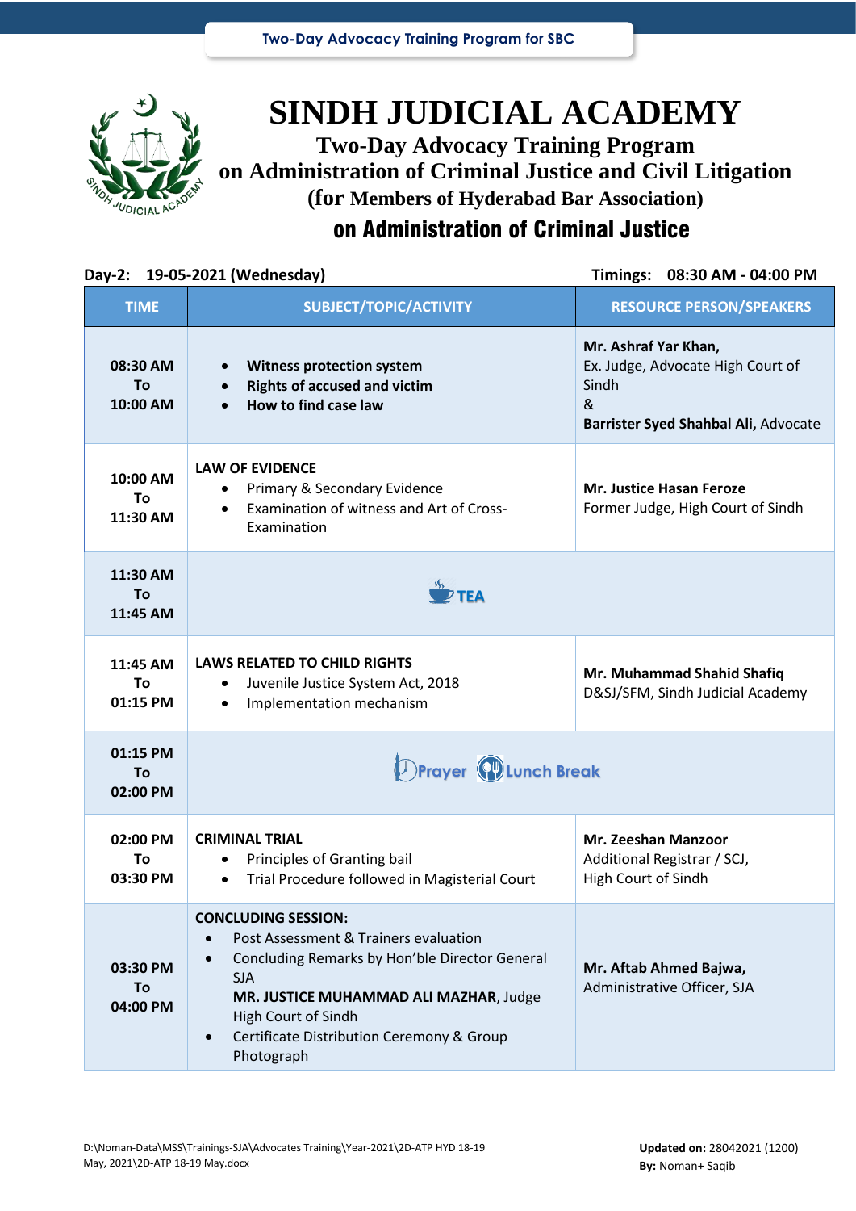Two-Day Advocacy Training Program for SBC

# SINDH JUDICIAL ACADEMY

## Two-Day Advocacy Training Program
## on Administration of Criminal Justice and Civil Litigation
## (for Members of Hyderabad Bar Association)

## on Administration of Criminal Justice

**Day-2: 19-05-2021 (Wednesday)** **Timings: 08:30 AM - 04:00 PM**

| TIME | SUBJECT/TOPIC/ACTIVITY | RESOURCE PERSON/SPEAKERS |
|---|---|---|
| **08:30 AM To 10:00 AM** | • **Witness protection system**<br>• **Rights of accused and victim**<br>• **How to find case law** | **Mr. Ashraf Yar Khan,** Ex. Judge, Advocate High Court of Sindh<br>&<br>**Barrister Syed Shahbal Ali,** Advocate |
| **10:00 AM To 11:30 AM** | **LAW OF EVIDENCE**<br>• Primary & Secondary Evidence<br>• Examination of witness and Art of Cross-Examination | **Mr. Justice Hasan Feroze** Former Judge, High Court of Sindh |
| **11:30 AM To 11:45 AM** | TEA | |
| **11:45 AM To 01:15 PM** | **LAWS RELATED TO CHILD RIGHTS**<br>• Juvenile Justice System Act, 2018<br>• Implementation mechanism | **Mr. Muhammad Shahid Shafiq** D&SJ/SFM, Sindh Judicial Academy |
| **01:15 PM To 02:00 PM** | Prayer Lunch Break | |
| **02:00 PM To 03:30 PM** | **CRIMINAL TRIAL**<br>• Principles of Granting bail<br>• Trial Procedure followed in Magisterial Court | **Mr. Zeeshan Manzoor** Additional Registrar / SCJ, High Court of Sindh |
| **03:30 PM To 04:00 PM** | **CONCLUDING SESSION:**<br>• Post Assessment & Trainers evaluation<br>• Concluding Remarks by Hon'ble Director General SJA **MR. JUSTICE MUHAMMAD ALI MAZHAR**, Judge High Court of Sindh<br>• Certificate Distribution Ceremony & Group Photograph | **Mr. Aftab Ahmed Bajwa,** Administrative Officer, SJA |

D:\Noman-Data\MSS\Trainings-SJA\Advocates Training\Year-2021\2D-ATP HYD 18-19 May, 2021\2D-ATP 18-19 May.docx

**Updated on:** 28042021 (1200)
**By:** Noman+ Saqib